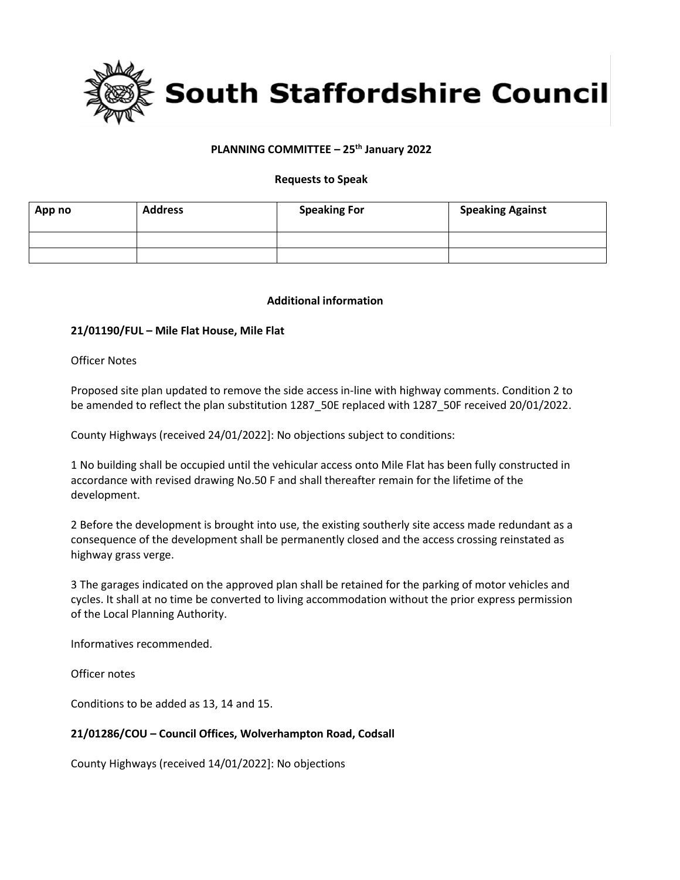# South Staffordshire Council

**PLANNING COMMITTEE – 25th January 2022**

**Requests to Speak**

| App no | Address | Speaking For | Speaking Against |
|---|---|---|---|
| | | | |
| | | | |

**Additional information**

**21/01190/FUL – Mile Flat House, Mile Flat**

Officer Notes

Proposed site plan updated to remove the side access in-line with highway comments. Condition 2 to be amended to reflect the plan substitution 1287_50E replaced with 1287_50F received 20/01/2022.

County Highways (received 24/01/2022]: No objections subject to conditions:

1 No building shall be occupied until the vehicular access onto Mile Flat has been fully constructed in accordance with revised drawing No.50 F and shall thereafter remain for the lifetime of the development.

2 Before the development is brought into use, the existing southerly site access made redundant as a consequence of the development shall be permanently closed and the access crossing reinstated as highway grass verge.

3 The garages indicated on the approved plan shall be retained for the parking of motor vehicles and cycles. It shall at no time be converted to living accommodation without the prior express permission of the Local Planning Authority.

Informatives recommended.

Officer notes

Conditions to be added as 13, 14 and 15.

**21/01286/COU – Council Offices, Wolverhampton Road, Codsall**

County Highways (received 14/01/2022]: No objections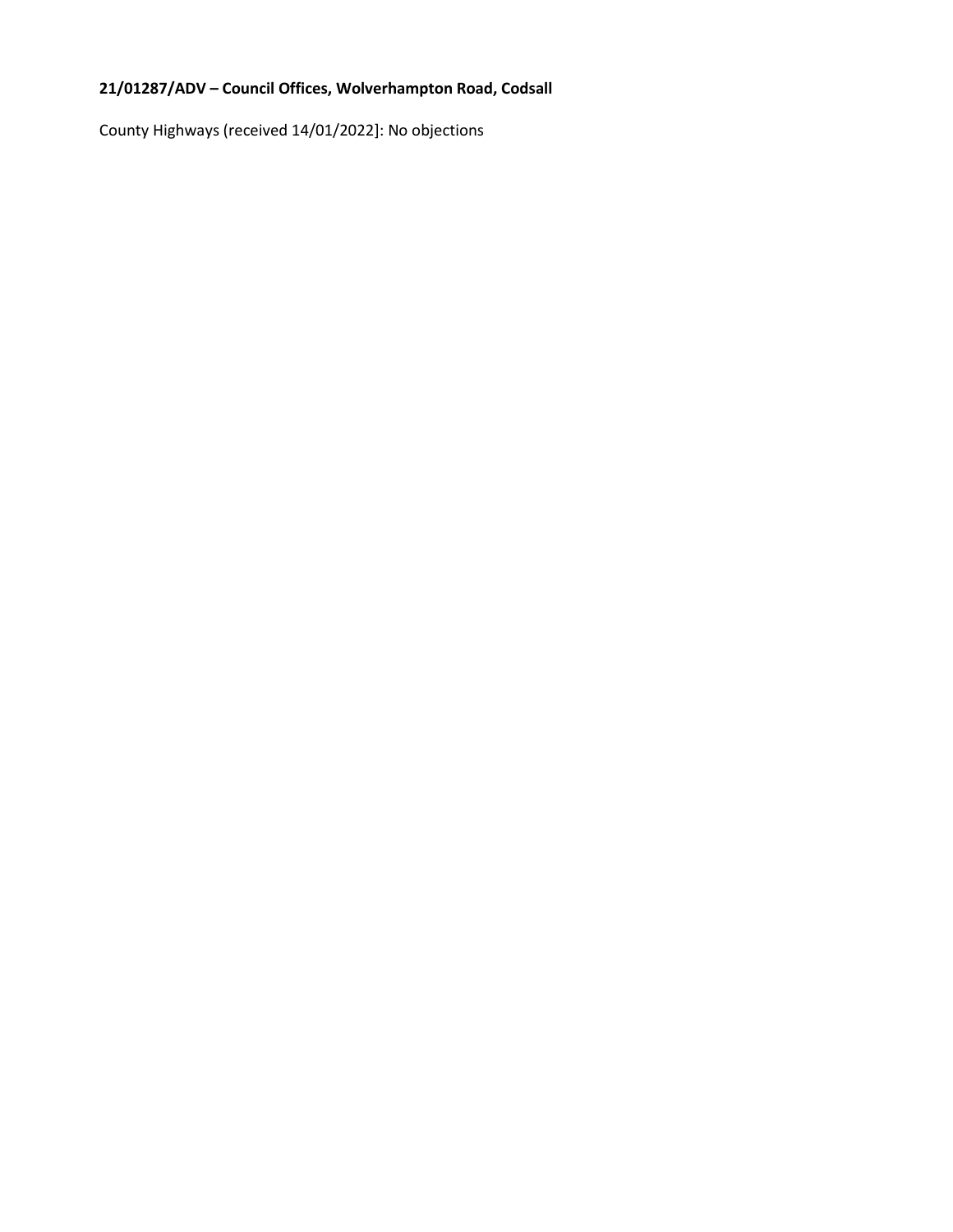**21/01287/ADV – Council Offices, Wolverhampton Road, Codsall**

County Highways (received 14/01/2022]: No objections